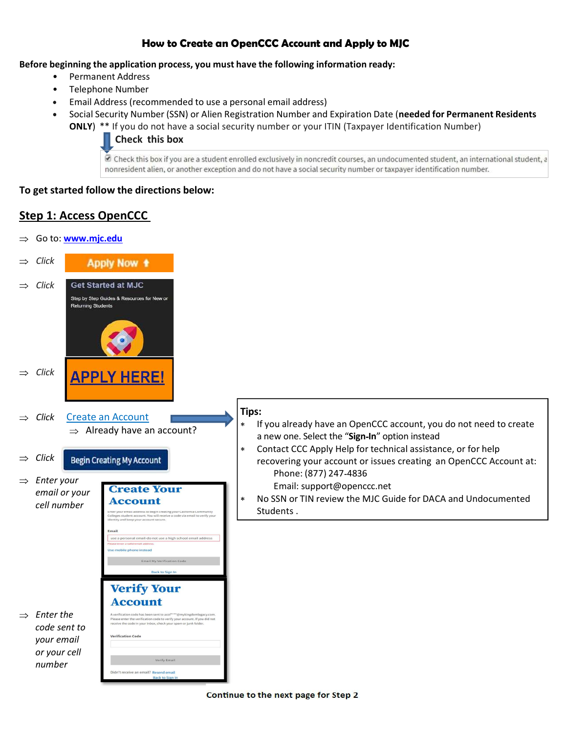# How to Create an OpenCCC Account and Apply to MJC

**Before beginning the application process, you must have the following information ready:**

- Permanent Address
- Telephone Number
- Email Address (recommended to use a personal email address)
- Social Security Number (SSN) or Alien Registration Number and Expiration Date (**needed for Permanent Residents ONLY**) ** If you do not have a social security number or your ITIN (Taxpayer Identification Number)

**Check this box**

☑ Check this box if you are a student enrolled exclusively in noncredit courses, an undocumented student, an international student, a nonresident alien, or another exception and do not have a social security number or taxpayer identification number.

**To get started follow the directions below:**

## Step 1: Access OpenCCC

⇨ Go to: [www.mjc.edu](http://www.mjc.edu)

⇨ *Click* **Apply Now**

⇨ *Click* **Get Started at MJC** – Step by Step Guides & Resources for New or Returning Students

⇨ *Click* **APPLY HERE!**

⇨ *Click* Create an Account

⇨ Already have an account?

⇨ *Click* **Begin Creating My Account**

⇨ *Enter your email or your cell number*

**Create Your Account**

Enter your email address to begin creating your California Community Colleges student account. You will receive a code via email to verify your identity and keep your account secure.

Email

use a personal email-do not use a high school email address

Please enter a valid email address.

Use mobile phone instead

Email My Verification Code

Back to Sign In

⇨ *Enter the code sent to your email or your cell number*

**Verify Your Account**

A verification code has been sent to acol****@mykingdomlegacy.com. Please enter the verification code to verify your account. If you did not receive the code in your inbox, check your spam or junk folder.

Verification Code

Verify Email

Didn't receive an email? Resend email

Back to Sign In

**Tips:**

* If you already have an OpenCCC account, you do not need to create a new one. Select the "**Sign-In**" option instead
* Contact CCC Apply Help for technical assistance, or for help recovering your account or issues creating an OpenCCC Account at:
  - Phone: (877) 247-4836
  - Email: support@openccc.net
* No SSN or TIN review the MJC Guide for DACA and Undocumented Students .

**Continue to the next page for Step 2**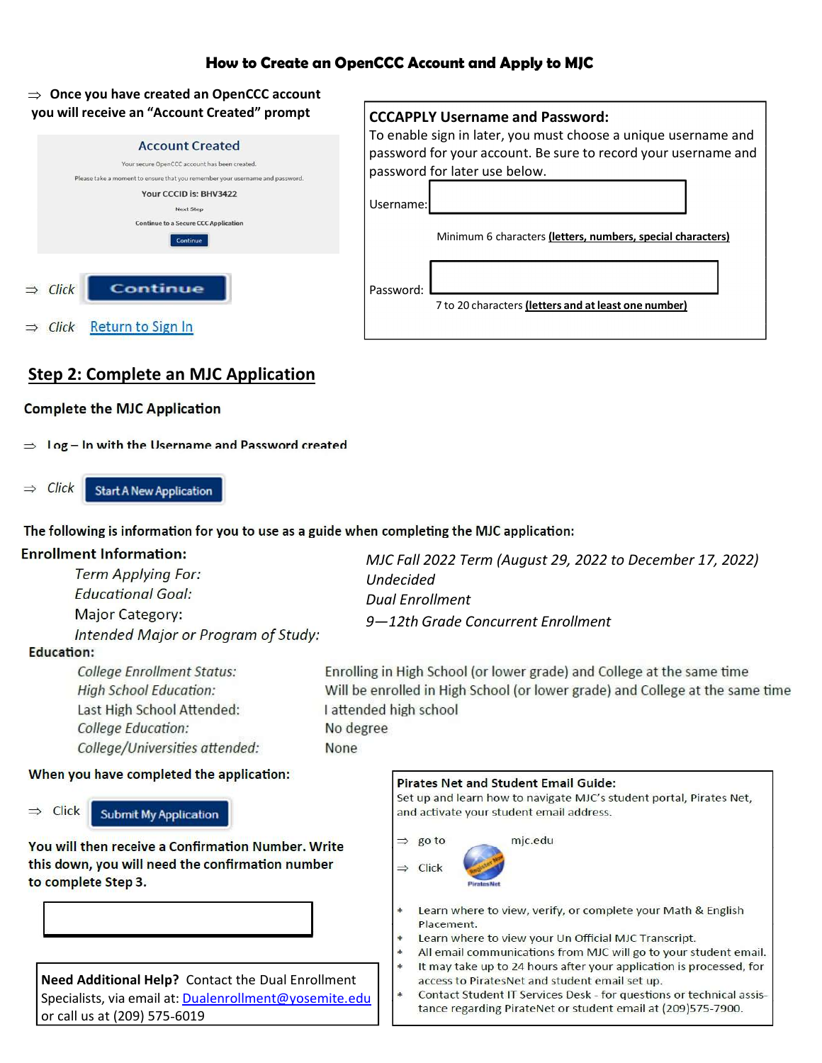# How to Create an OpenCCC Account and Apply to MJC

⇒ Once you have created an OpenCCC account you will receive an "Account Created" prompt

Account Created

Your secure OpenCCC account has been created.

Please take a moment to ensure that you remember your username and password.

Your CCCID is: BHV3422

Next Step

Continue to a Secure CCC Application

Continue

⇒ *Click* **Continue**

⇒ *Click* Return to Sign In

**CCCAPPLY Username and Password:**
To enable sign in later, you must choose a unique username and password for your account. Be sure to record your username and password for later use below.

Username: ______________________

Minimum 6 characters **(letters, numbers, special characters)**

Password: ______________________

7 to 20 characters **(letters and at least one number)**

## Step 2: Complete an MJC Application

**Complete the MJC Application**

⇒ Log – In with the Username and Password created

⇒ *Click* **Start A New Application**

**The following is information for you to use as a guide when completing the MJC application:**

**Enrollment Information:**

| | |
|---|---|
| *Term Applying For:* | *MJC Fall 2022 Term (August 29, 2022 to December 17, 2022)* |
| *Educational Goal:* | *Undecided* |
| Major Category: | *Dual Enrollment* |
| *Intended Major or Program of Study:* | *9—12th Grade Concurrent Enrollment* |

**Education:**

| | |
|---|---|
| *College Enrollment Status:* | Enrolling in High School (or lower grade) and College at the same time |
| *High School Education:* | Will be enrolled in High School (or lower grade) and College at the same time |
| Last High School Attended: | I attended high school |
| *College Education:* | No degree |
| *College/Universities attended:* | None |

**When you have completed the application:**

⇒ Click **Submit My Application**

**You will then receive a Confirmation Number. Write this down, you will need the confirmation number to complete Step 3.**

______________________

**Need Additional Help?** Contact the Dual Enrollment Specialists, via email at: Dualenrollment@yosemite.edu or call us at (209) 575-6019

**Pirates Net and Student Email Guide:**
Set up and learn how to navigate MJC's student portal, Pirates Net, and activate your student email address.

⇒ go to mjc.edu

⇒ Click Register Now PiratesNet

- Learn where to view, verify, or complete your Math & English Placement.
- Learn where to view your Un Official MJC Transcript.
- All email communications from MJC will go to your student email.
- It may take up to 24 hours after your application is processed, for access to PiratesNet and student email set up.
- Contact Student IT Services Desk - for questions or technical assistance regarding PirateNet or student email at (209)575-7900.